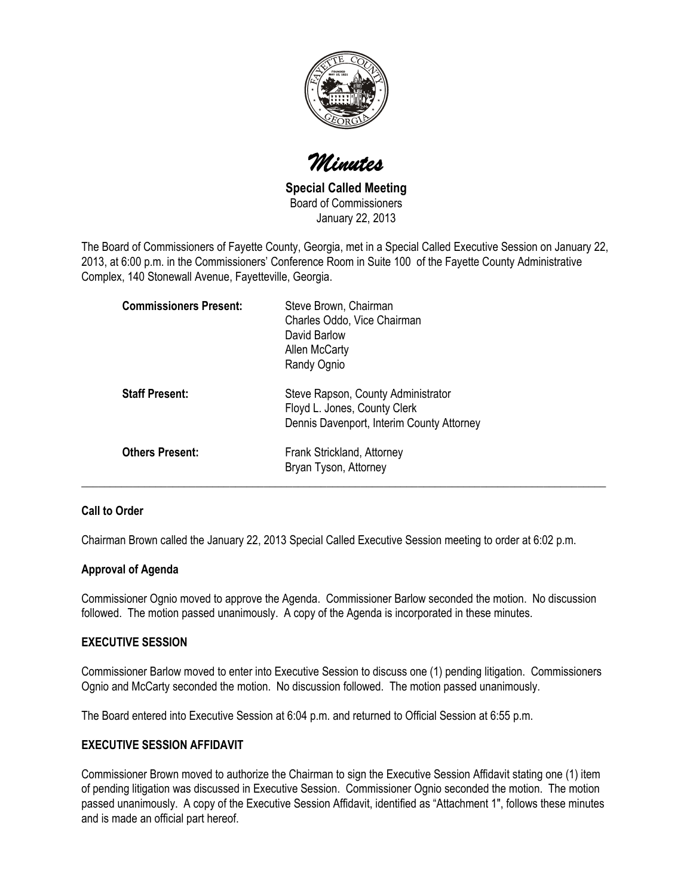# *Minutes*

**Special Called Meeting**
Board of Commissioners
January 22, 2013

The Board of Commissioners of Fayette County, Georgia, met in a Special Called Executive Session on January 22, 2013, at 6:00 p.m. in the Commissioners' Conference Room in Suite 100 of the Fayette County Administrative Complex, 140 Stonewall Avenue, Fayetteville, Georgia.

| | |
|---|---|
| **Commissioners Present:** | Steve Brown, Chairman<br>Charles Oddo, Vice Chairman<br>David Barlow<br>Allen McCarty<br>Randy Ognio |
| **Staff Present:** | Steve Rapson, County Administrator<br>Floyd L. Jones, County Clerk<br>Dennis Davenport, Interim County Attorney |
| **Others Present:** | Frank Strickland, Attorney<br>Bryan Tyson, Attorney |

---

**Call to Order**

Chairman Brown called the January 22, 2013 Special Called Executive Session meeting to order at 6:02 p.m.

**Approval of Agenda**

Commissioner Ognio moved to approve the Agenda. Commissioner Barlow seconded the motion. No discussion followed. The motion passed unanimously. A copy of the Agenda is incorporated in these minutes.

**EXECUTIVE SESSION**

Commissioner Barlow moved to enter into Executive Session to discuss one (1) pending litigation. Commissioners Ognio and McCarty seconded the motion. No discussion followed. The motion passed unanimously.

The Board entered into Executive Session at 6:04 p.m. and returned to Official Session at 6:55 p.m.

**EXECUTIVE SESSION AFFIDAVIT**

Commissioner Brown moved to authorize the Chairman to sign the Executive Session Affidavit stating one (1) item of pending litigation was discussed in Executive Session. Commissioner Ognio seconded the motion. The motion passed unanimously. A copy of the Executive Session Affidavit, identified as "Attachment 1", follows these minutes and is made an official part hereof.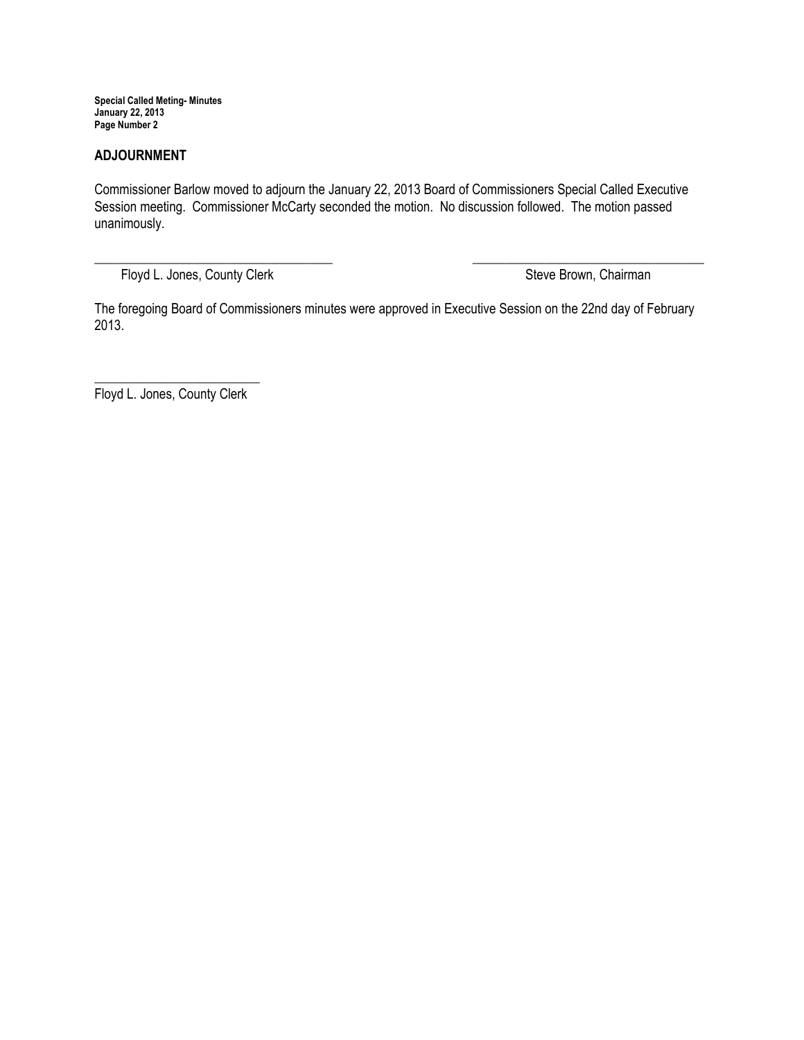## ADJOURNMENT

Commissioner Barlow moved to adjourn the January 22, 2013 Board of Commissioners Special Called Executive Session meeting. Commissioner McCarty seconded the motion. No discussion followed. The motion passed unanimously.

\_\_\_\_\_\_\_\_\_\_\_\_\_\_\_\_\_\_\_\_\_\_\_\_\_\_\_\_\_\_\_\_\_\_\_\_\_\_
Floyd L. Jones, County Clerk

\_\_\_\_\_\_\_\_\_\_\_\_\_\_\_\_\_\_\_\_\_\_\_\_\_\_\_\_\_\_\_\_\_\_\_\_\_\_
Steve Brown, Chairman

The foregoing Board of Commissioners minutes were approved in Executive Session on the 22nd day of February 2013.

\_\_\_\_\_\_\_\_\_\_\_\_\_\_\_\_\_\_\_\_\_\_\_\_\_\_\_
Floyd L. Jones, County Clerk